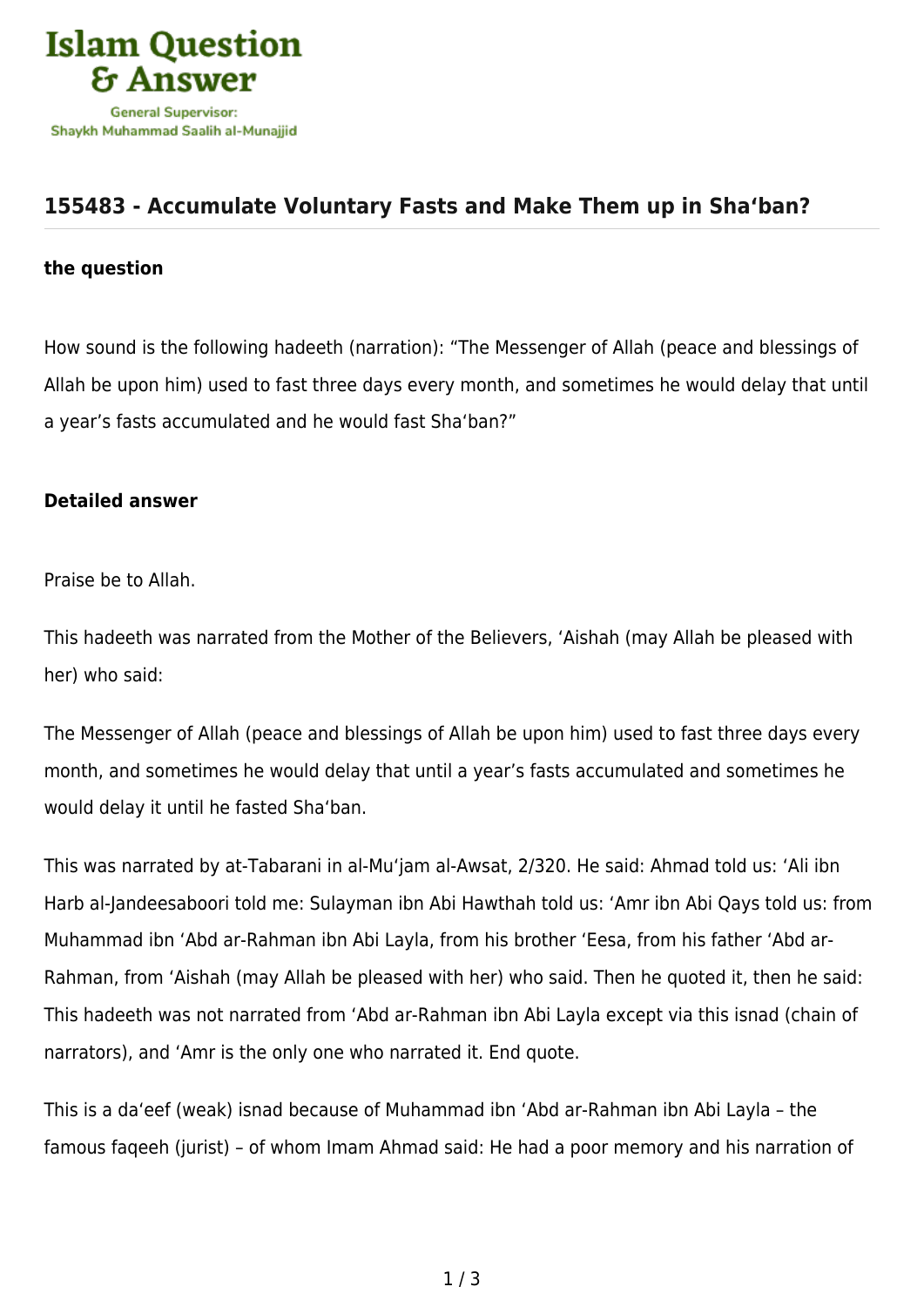Islam Question & Answer

General Supervisor:
Shaykh Muhammad Saalih al-Munajjid

## 155483 - Accumulate Voluntary Fasts and Make Them up in Sha‘ban?

**the question**

How sound is the following hadeeth (narration): “The Messenger of Allah (peace and blessings of Allah be upon him) used to fast three days every month, and sometimes he would delay that until a year’s fasts accumulated and he would fast Sha‘ban?”

**Detailed answer**

Praise be to Allah.

This hadeeth was narrated from the Mother of the Believers, ‘Aishah (may Allah be pleased with her) who said:

The Messenger of Allah (peace and blessings of Allah be upon him) used to fast three days every month, and sometimes he would delay that until a year’s fasts accumulated and sometimes he would delay it until he fasted Sha‘ban.

This was narrated by at-Tabarani in al-Mu‘jam al-Awsat, 2/320. He said: Ahmad told us: ‘Ali ibn Harb al-Jandeesaboori told me: Sulayman ibn Abi Hawthah told us: ‘Amr ibn Abi Qays told us: from Muhammad ibn ‘Abd ar-Rahman ibn Abi Layla, from his brother ‘Eesa, from his father ‘Abd ar-Rahman, from ‘Aishah (may Allah be pleased with her) who said. Then he quoted it, then he said: This hadeeth was not narrated from ‘Abd ar-Rahman ibn Abi Layla except via this isnad (chain of narrators), and ‘Amr is the only one who narrated it. End quote.

This is a da‘eef (weak) isnad because of Muhammad ibn ‘Abd ar-Rahman ibn Abi Layla – the famous faqeeh (jurist) – of whom Imam Ahmad said: He had a poor memory and his narration of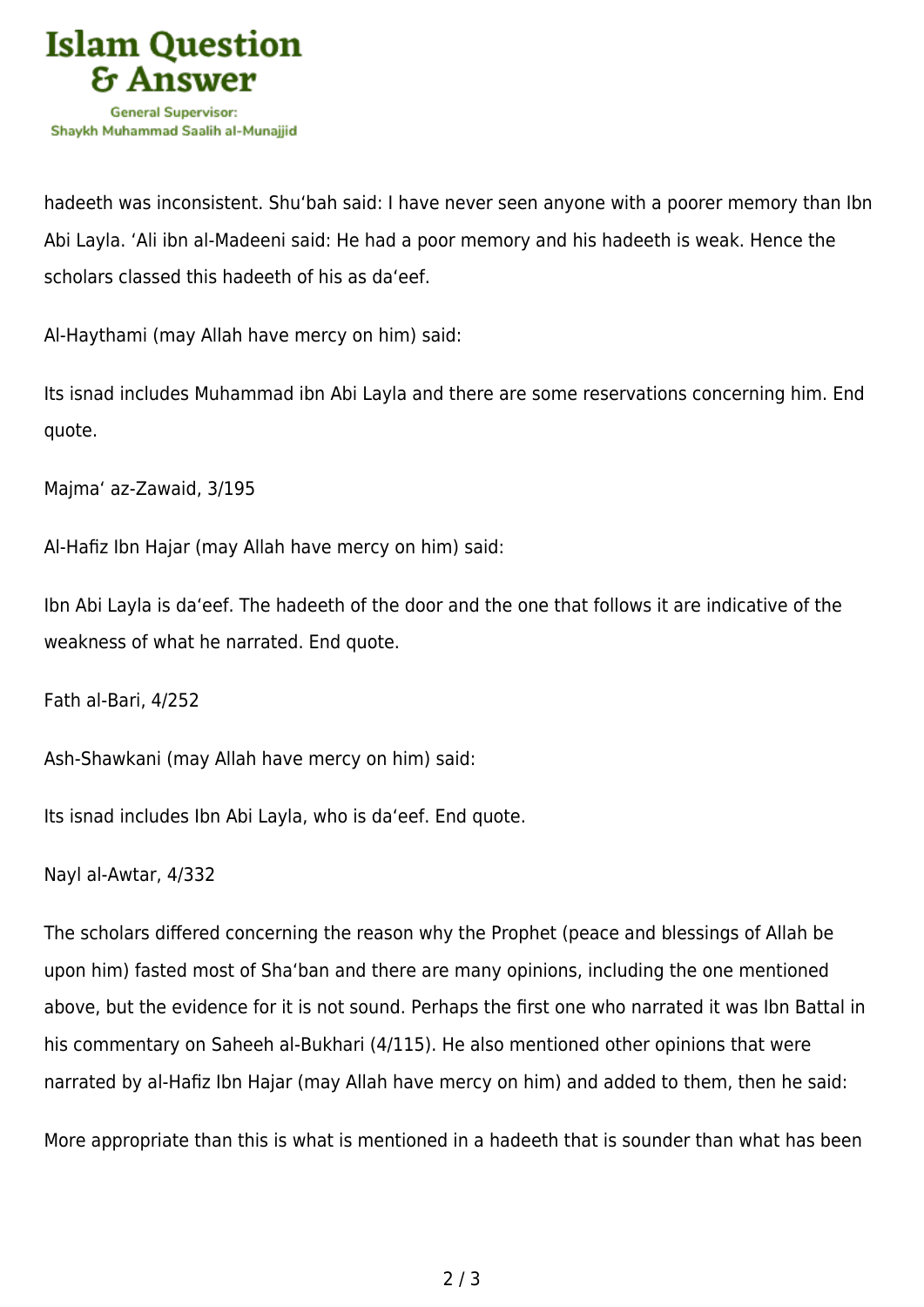hadeeth was inconsistent. Shu‘bah said: I have never seen anyone with a poorer memory than Ibn Abi Layla. ‘Ali ibn al-Madeeni said: He had a poor memory and his hadeeth is weak. Hence the scholars classed this hadeeth of his as da‘eef.

Al-Haythami (may Allah have mercy on him) said:

Its isnad includes Muhammad ibn Abi Layla and there are some reservations concerning him. End quote.

Majma‘ az-Zawaid, 3/195

Al-Hafiz Ibn Hajar (may Allah have mercy on him) said:

Ibn Abi Layla is da‘eef. The hadeeth of the door and the one that follows it are indicative of the weakness of what he narrated. End quote.

Fath al-Bari, 4/252

Ash-Shawkani (may Allah have mercy on him) said:

Its isnad includes Ibn Abi Layla, who is da‘eef. End quote.

Nayl al-Awtar, 4/332

The scholars differed concerning the reason why the Prophet (peace and blessings of Allah be upon him) fasted most of Sha‘ban and there are many opinions, including the one mentioned above, but the evidence for it is not sound. Perhaps the first one who narrated it was Ibn Battal in his commentary on Saheeh al-Bukhari (4/115). He also mentioned other opinions that were narrated by al-Hafiz Ibn Hajar (may Allah have mercy on him) and added to them, then he said:

More appropriate than this is what is mentioned in a hadeeth that is sounder than what has been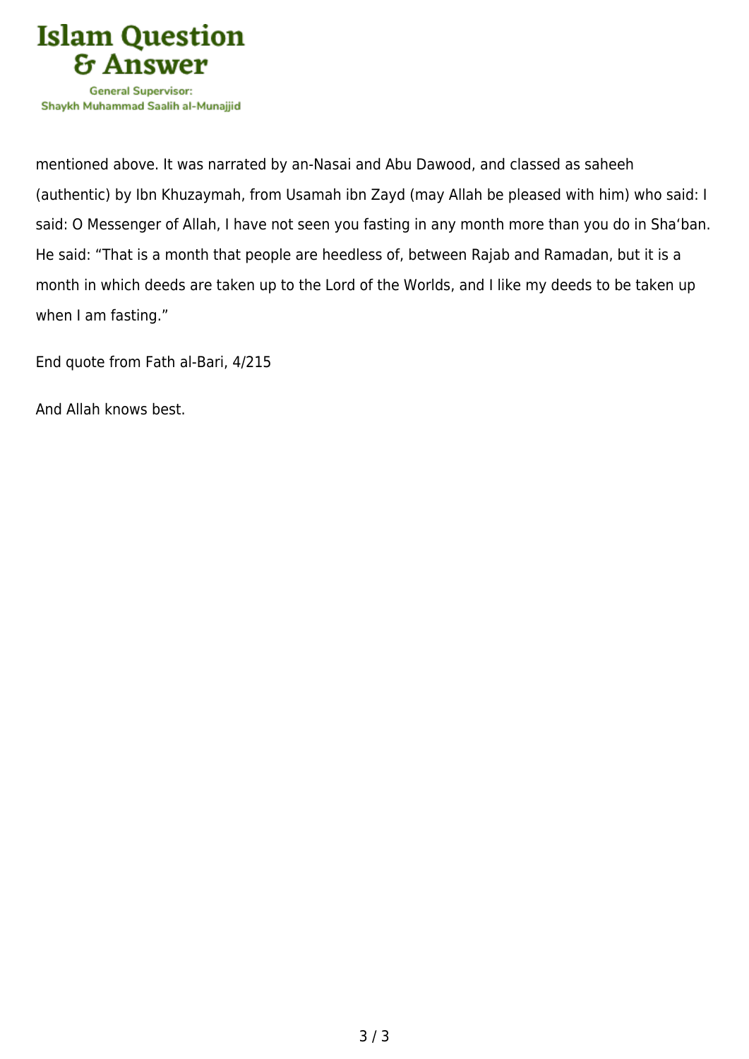mentioned above. It was narrated by an-Nasai and Abu Dawood, and classed as saheeh (authentic) by Ibn Khuzaymah, from Usamah ibn Zayd (may Allah be pleased with him) who said: I said: O Messenger of Allah, I have not seen you fasting in any month more than you do in Sha'ban. He said: "That is a month that people are heedless of, between Rajab and Ramadan, but it is a month in which deeds are taken up to the Lord of the Worlds, and I like my deeds to be taken up when I am fasting."

End quote from Fath al-Bari, 4/215

And Allah knows best.